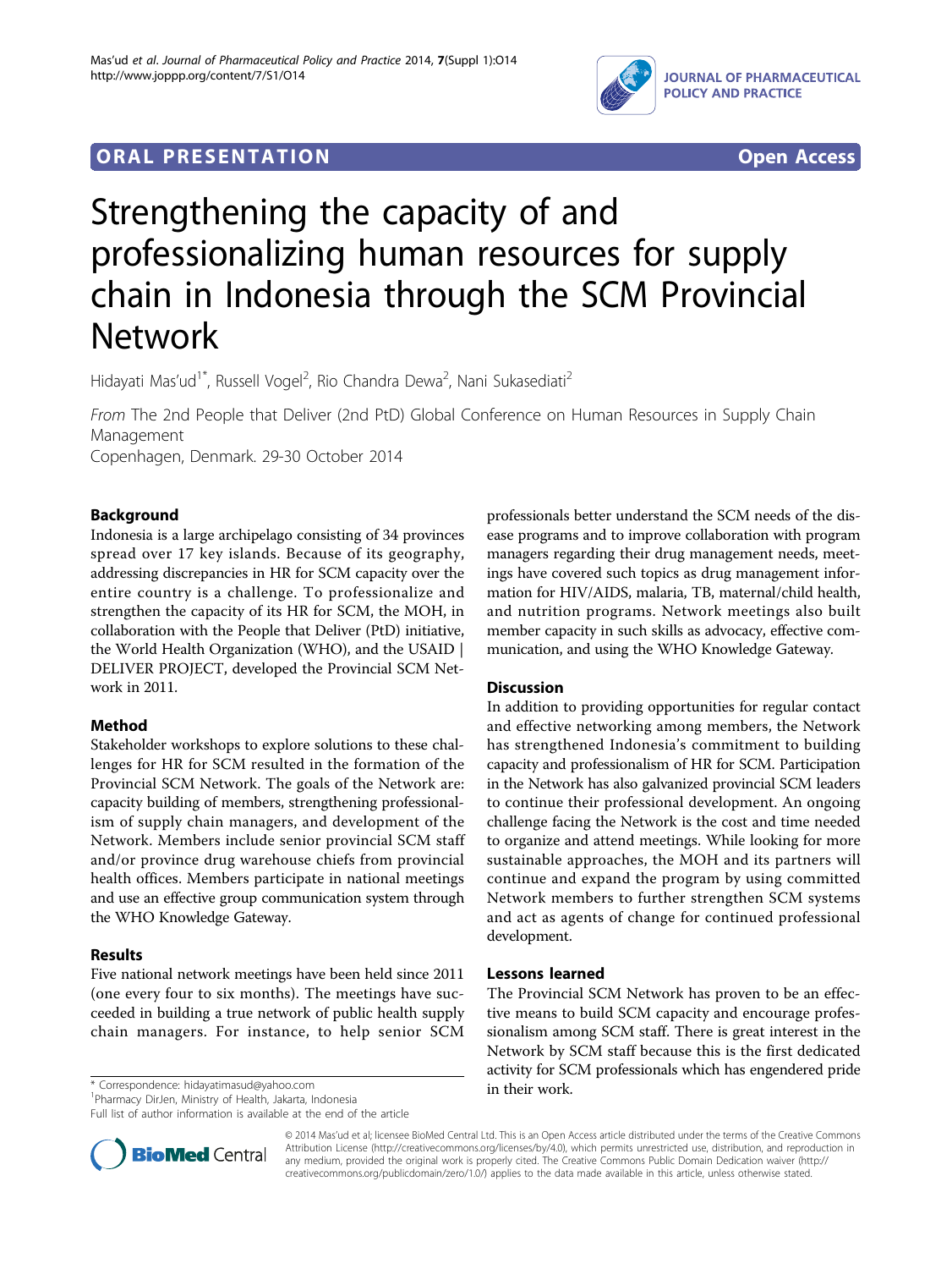ORAL PRESENTATION **Open Access**

# Strengthening the capacity of and professionalizing human resources for supply chain in Indonesia through the SCM Provincial Network

Hidayati Mas'ud[1*], Russell Vogel[2], Rio Chandra Dewa[2], Nani Sukasediati[2]

*From* The 2nd People that Deliver (2nd PtD) Global Conference on Human Resources in Supply Chain Management
Copenhagen, Denmark. 29-30 October 2014

## Background

Indonesia is a large archipelago consisting of 34 provinces spread over 17 key islands. Because of its geography, addressing discrepancies in HR for SCM capacity over the entire country is a challenge. To professionalize and strengthen the capacity of its HR for SCM, the MOH, in collaboration with the People that Deliver (PtD) initiative, the World Health Organization (WHO), and the USAID | DELIVER PROJECT, developed the Provincial SCM Network in 2011.

## Method

Stakeholder workshops to explore solutions to these challenges for HR for SCM resulted in the formation of the Provincial SCM Network. The goals of the Network are: capacity building of members, strengthening professionalism of supply chain managers, and development of the Network. Members include senior provincial SCM staff and/or province drug warehouse chiefs from provincial health offices. Members participate in national meetings and use an effective group communication system through the WHO Knowledge Gateway.

## Results

Five national network meetings have been held since 2011 (one every four to six months). The meetings have succeeded in building a true network of public health supply chain managers. For instance, to help senior SCM professionals better understand the SCM needs of the disease programs and to improve collaboration with program managers regarding their drug management needs, meetings have covered such topics as drug management information for HIV/AIDS, malaria, TB, maternal/child health, and nutrition programs. Network meetings also built member capacity in such skills as advocacy, effective communication, and using the WHO Knowledge Gateway.

## Discussion

In addition to providing opportunities for regular contact and effective networking among members, the Network has strengthened Indonesia's commitment to building capacity and professionalism of HR for SCM. Participation in the Network has also galvanized provincial SCM leaders to continue their professional development. An ongoing challenge facing the Network is the cost and time needed to organize and attend meetings. While looking for more sustainable approaches, the MOH and its partners will continue and expand the program by using committed Network members to further strengthen SCM systems and act as agents of change for continued professional development.

## Lessons learned

The Provincial SCM Network has proven to be an effective means to build SCM capacity and encourage professionalism among SCM staff. There is great interest in the Network by SCM staff because this is the first dedicated activity for SCM professionals which has engendered pride in their work.

\* Correspondence: hidayatimasud@yahoo.com
[1]Pharmacy DirJen, Ministry of Health, Jakarta, Indonesia
Full list of author information is available at the end of the article

© 2014 Mas'ud et al; licensee BioMed Central Ltd. This is an Open Access article distributed under the terms of the Creative Commons Attribution License (http://creativecommons.org/licenses/by/4.0), which permits unrestricted use, distribution, and reproduction in any medium, provided the original work is properly cited. The Creative Commons Public Domain Dedication waiver (http://creativecommons.org/publicdomain/zero/1.0/) applies to the data made available in this article, unless otherwise stated.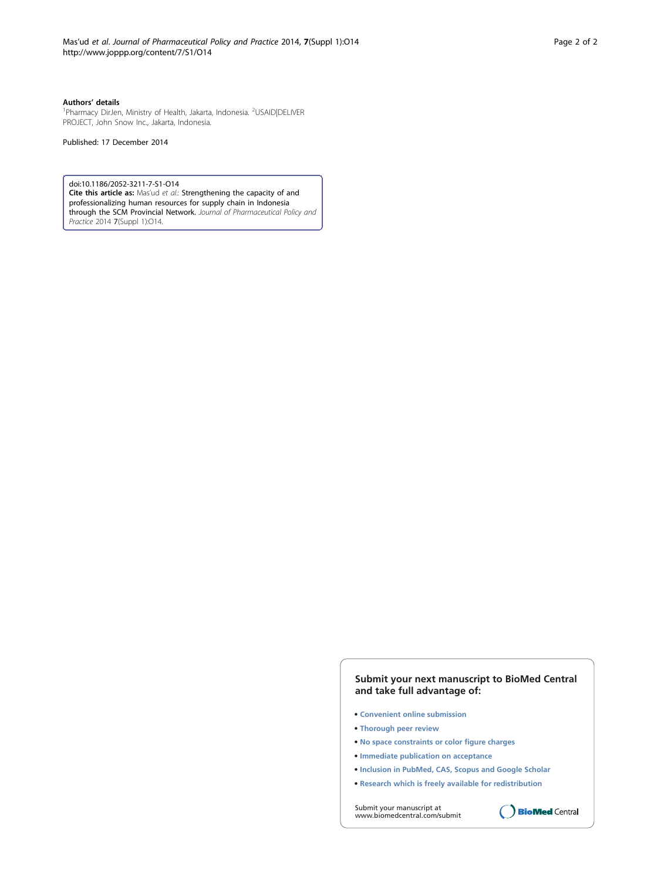#### Authors' details

[1]Pharmacy DirJen, Ministry of Health, Jakarta, Indonesia. [2]USAID|DELIVER PROJECT, John Snow Inc., Jakarta, Indonesia.

Published: 17 December 2014

doi:10.1186/2052-3211-7-S1-O14
**Cite this article as:** Mas'ud *et al.*: Strengthening the capacity of and professionalizing human resources for supply chain in Indonesia through the SCM Provincial Network. *Journal of Pharmaceutical Policy and Practice* 2014 **7**(Suppl 1):O14.

**Submit your next manuscript to BioMed Central and take full advantage of:**

- **Convenient online submission**
- **Thorough peer review**
- **No space constraints or color figure charges**
- **Immediate publication on acceptance**
- **Inclusion in PubMed, CAS, Scopus and Google Scholar**
- **Research which is freely available for redistribution**

Submit your manuscript at
www.biomedcentral.com/submit

BioMed Central